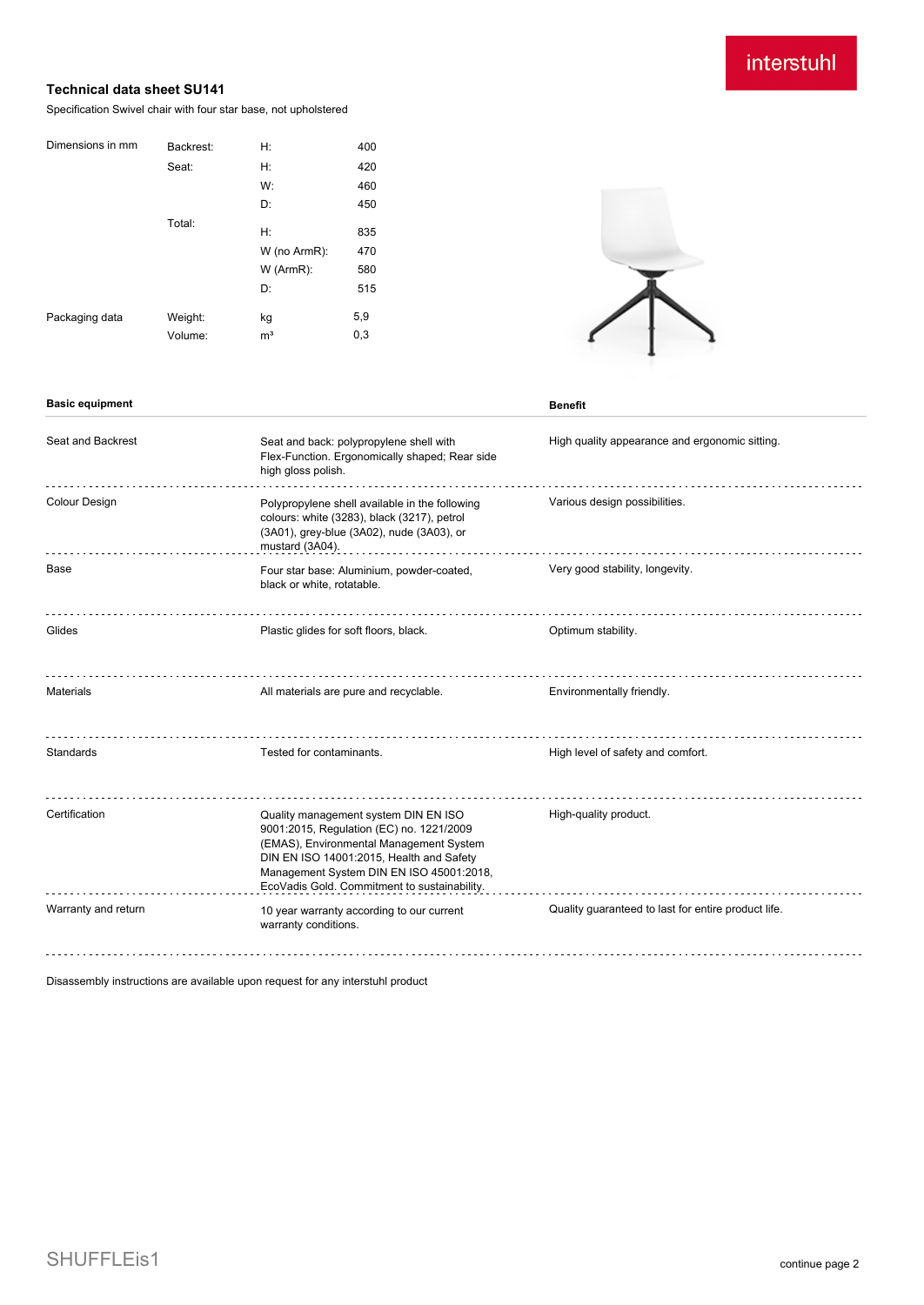interstuhl

## Technical data sheet SU141

Specification Swivel chair with four star base, not upholstered

| Dimensions in mm | Backrest: | H: | 400 |
|---|---|---|---|
| | Seat: | H: | 420 |
| | | W: | 460 |
| | | D: | 450 |
| | Total: | H: | 835 |
| | | W (no ArmR): | 470 |
| | | W (ArmR): | 580 |
| | | D: | 515 |
| Packaging data | Weight: | kg | 5,9 |
| | Volume: | m³ | 0,3 |

| Basic equipment | | Benefit |
|---|---|---|
| Seat and Backrest | Seat and back: polypropylene shell with Flex-Function. Ergonomically shaped; Rear side high gloss polish. | High quality appearance and ergonomic sitting. |
| Colour Design | Polypropylene shell available in the following colours: white (3283), black (3217), petrol (3A01), grey-blue (3A02), nude (3A03), or mustard (3A04). | Various design possibilities. |
| Base | Four star base: Aluminium, powder-coated, black or white, rotatable. | Very good stability, longevity. |
| Glides | Plastic glides for soft floors, black. | Optimum stability. |
| Materials | All materials are pure and recyclable. | Environmentally friendly. |
| Standards | Tested for contaminants. | High level of safety and comfort. |
| Certification | Quality management system DIN EN ISO 9001:2015, Regulation (EC) no. 1221/2009 (EMAS), Environmental Management System DIN EN ISO 14001:2015, Health and Safety Management System DIN EN ISO 45001:2018, EcoVadis Gold. Commitment to sustainability. | High-quality product. |
| Warranty and return | 10 year warranty according to our current warranty conditions. | Quality guaranteed to last for entire product life. |

Disassembly instructions are available upon request for any interstuhl product

SHUFFLEis1

continue page 2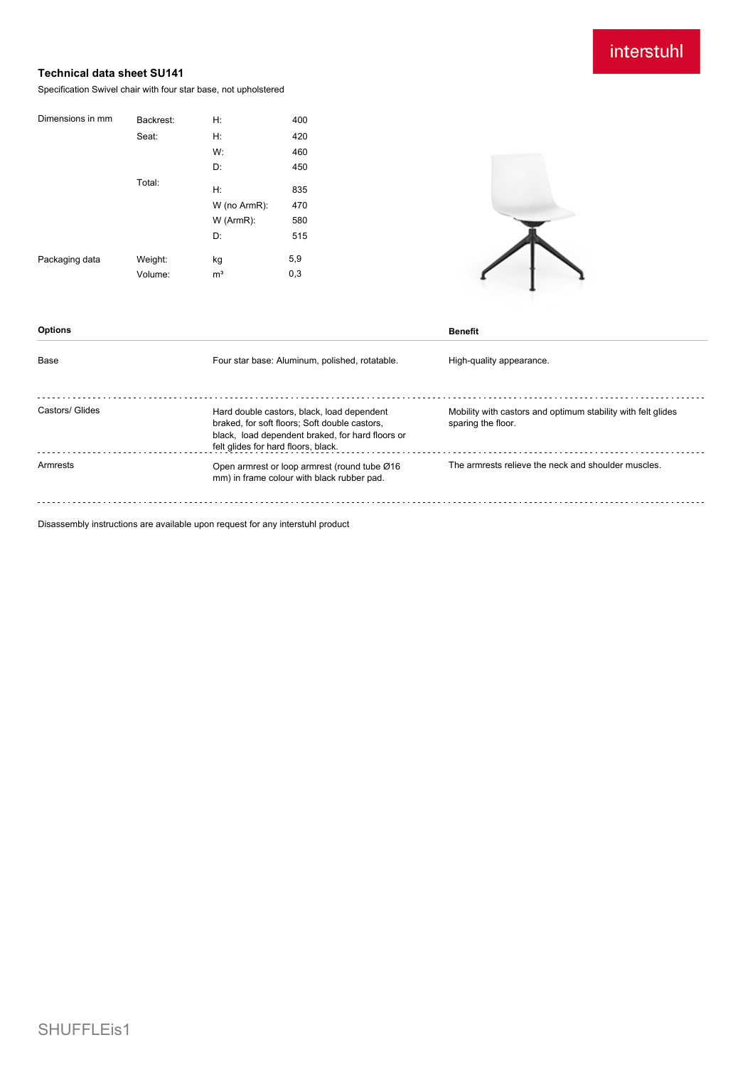## Technical data sheet SU141

Specification Swivel chair with four star base, not upholstered

| | | | |
|---|---|---|---|
| Dimensions in mm | Backrest: | H: | 400 |
| | Seat: | H: | 420 |
| | | W: | 460 |
| | | D: | 450 |
| | Total: | H: | 835 |
| | | W (no ArmR): | 470 |
| | | W (ArmR): | 580 |
| | | D: | 515 |
| Packaging data | Weight: | kg | 5,9 |
| | Volume: | m³ | 0,3 |

| Options | | Benefit |
|---|---|---|
| Base | Four star base: Aluminum, polished, rotatable. | High-quality appearance. |
| Castors/ Glides | Hard double castors, black, load dependent braked, for soft floors; Soft double castors, black, load dependent braked, for hard floors or felt glides for hard floors, black. | Mobility with castors and optimum stability with felt glides sparing the floor. |
| Armrests | Open armrest or loop armrest (round tube Ø16 mm) in frame colour with black rubber pad. | The armrests relieve the neck and shoulder muscles. |

Disassembly instructions are available upon request for any interstuhl product

SHUFFLEis1